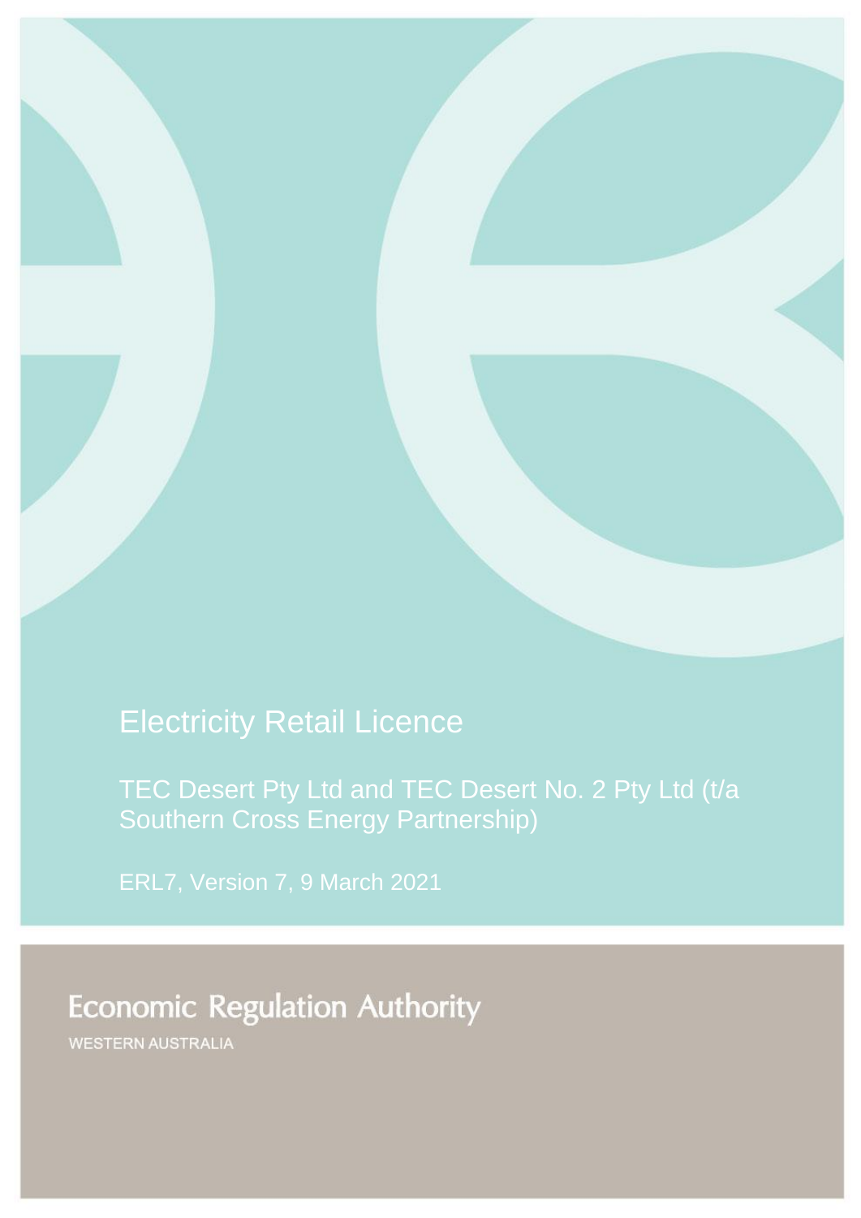# Electricity Retail Licence

TEC Desert Pty Ltd and TEC Desert No. 2 Pty Ltd (t/a Southern Cross Energy Partnership)

ERL7, Version 7, 9 March 2021

Economic Regulation Authority

WESTERN AUSTRALIA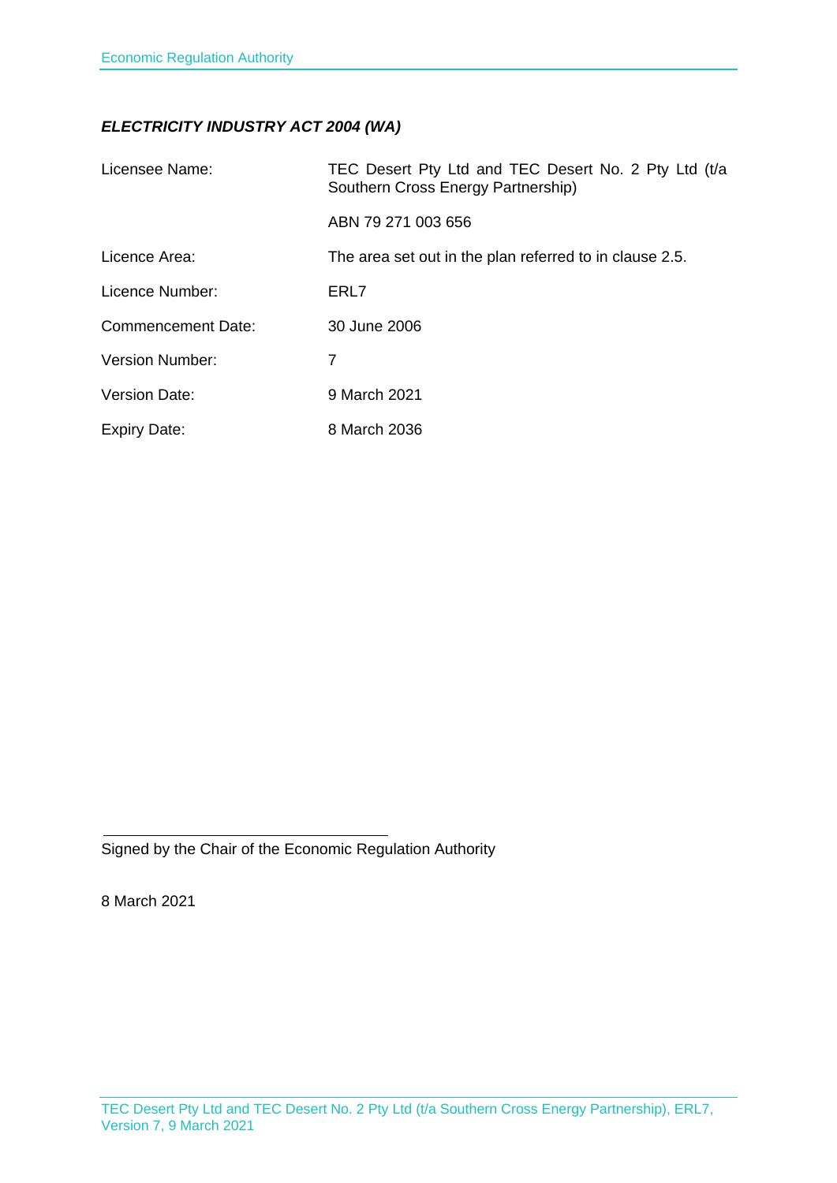***ELECTRICITY INDUSTRY ACT 2004 (WA)***

| | |
|---|---|
| Licensee Name: | TEC Desert Pty Ltd and TEC Desert No. 2 Pty Ltd (t/a Southern Cross Energy Partnership) |
| | ABN 79 271 003 656 |
| Licence Area: | The area set out in the plan referred to in clause 2.5. |
| Licence Number: | ERL7 |
| Commencement Date: | 30 June 2006 |
| Version Number: | 7 |
| Version Date: | 9 March 2021 |
| Expiry Date: | 8 March 2036 |

\_\_\_\_\_\_\_\_\_\_\_\_\_\_\_\_\_\_\_\_\_\_\_\_\_\_\_\_\_\_\_\_\_\_\_\_

Signed by the Chair of the Economic Regulation Authority

8 March 2021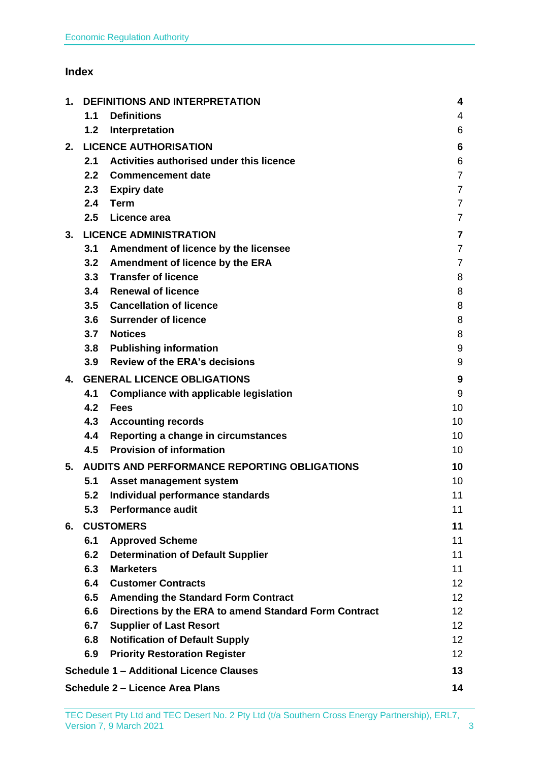## Index

| | | |
|---|---|---|
| **1.** | **DEFINITIONS AND INTERPRETATION** | **4** |
| | **1.1 Definitions** | 4 |
| | **1.2 Interpretation** | 6 |
| **2.** | **LICENCE AUTHORISATION** | **6** |
| | **2.1 Activities authorised under this licence** | 6 |
| | **2.2 Commencement date** | 7 |
| | **2.3 Expiry date** | 7 |
| | **2.4 Term** | 7 |
| | **2.5 Licence area** | 7 |
| **3.** | **LICENCE ADMINISTRATION** | **7** |
| | **3.1 Amendment of licence by the licensee** | 7 |
| | **3.2 Amendment of licence by the ERA** | 7 |
| | **3.3 Transfer of licence** | 8 |
| | **3.4 Renewal of licence** | 8 |
| | **3.5 Cancellation of licence** | 8 |
| | **3.6 Surrender of licence** | 8 |
| | **3.7 Notices** | 8 |
| | **3.8 Publishing information** | 9 |
| | **3.9 Review of the ERA's decisions** | 9 |
| **4.** | **GENERAL LICENCE OBLIGATIONS** | **9** |
| | **4.1 Compliance with applicable legislation** | 9 |
| | **4.2 Fees** | 10 |
| | **4.3 Accounting records** | 10 |
| | **4.4 Reporting a change in circumstances** | 10 |
| | **4.5 Provision of information** | 10 |
| **5.** | **AUDITS AND PERFORMANCE REPORTING OBLIGATIONS** | **10** |
| | **5.1 Asset management system** | 10 |
| | **5.2 Individual performance standards** | 11 |
| | **5.3 Performance audit** | 11 |
| **6.** | **CUSTOMERS** | **11** |
| | **6.1 Approved Scheme** | 11 |
| | **6.2 Determination of Default Supplier** | 11 |
| | **6.3 Marketers** | 11 |
| | **6.4 Customer Contracts** | 12 |
| | **6.5 Amending the Standard Form Contract** | 12 |
| | **6.6 Directions by the ERA to amend Standard Form Contract** | 12 |
| | **6.7 Supplier of Last Resort** | 12 |
| | **6.8 Notification of Default Supply** | 12 |
| | **6.9 Priority Restoration Register** | 12 |
| **Schedule 1 – Additional Licence Clauses** | | **13** |
| **Schedule 2 – Licence Area Plans** | | **14** |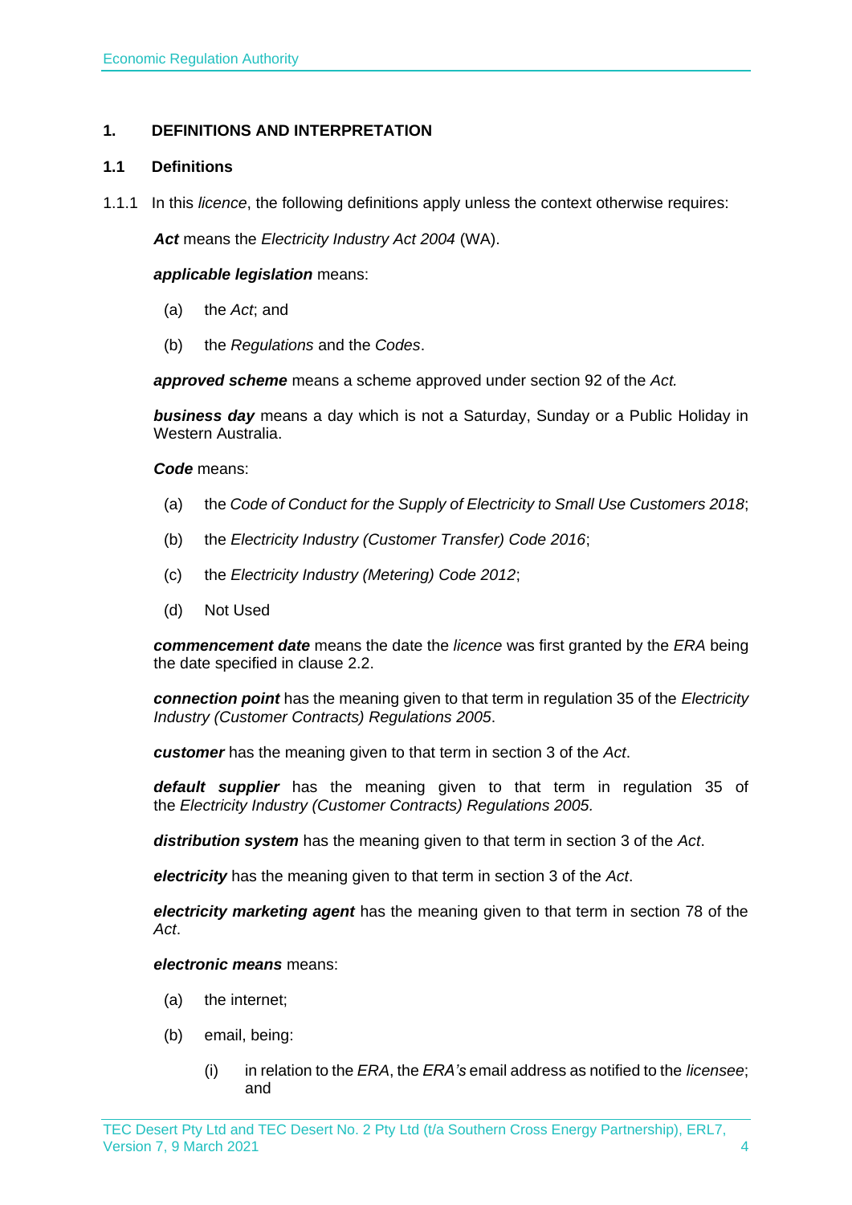## 1. DEFINITIONS AND INTERPRETATION

### 1.1 Definitions

1.1.1 In this *licence*, the following definitions apply unless the context otherwise requires:

***Act*** means the *Electricity Industry Act 2004* (WA).

***applicable legislation*** means:

(a) the *Act*; and

(b) the *Regulations* and the *Codes*.

***approved scheme*** means a scheme approved under section 92 of the *Act.*

***business day*** means a day which is not a Saturday, Sunday or a Public Holiday in Western Australia.

***Code*** means:

(a) the *Code of Conduct for the Supply of Electricity to Small Use Customers 2018*;

(b) the *Electricity Industry (Customer Transfer) Code 2016*;

(c) the *Electricity Industry (Metering) Code 2012*;

(d) Not Used

***commencement date*** means the date the *licence* was first granted by the *ERA* being the date specified in clause 2.2.

***connection point*** has the meaning given to that term in regulation 35 of the *Electricity Industry (Customer Contracts) Regulations 2005*.

***customer*** has the meaning given to that term in section 3 of the *Act*.

***default supplier*** has the meaning given to that term in regulation 35 of the *Electricity Industry (Customer Contracts) Regulations 2005.*

***distribution system*** has the meaning given to that term in section 3 of the *Act*.

***electricity*** has the meaning given to that term in section 3 of the *Act*.

***electricity marketing agent*** has the meaning given to that term in section 78 of the *Act*.

***electronic means*** means:

(a) the internet;

(b) email, being:

(i) in relation to the *ERA*, the *ERA's* email address as notified to the *licensee*; and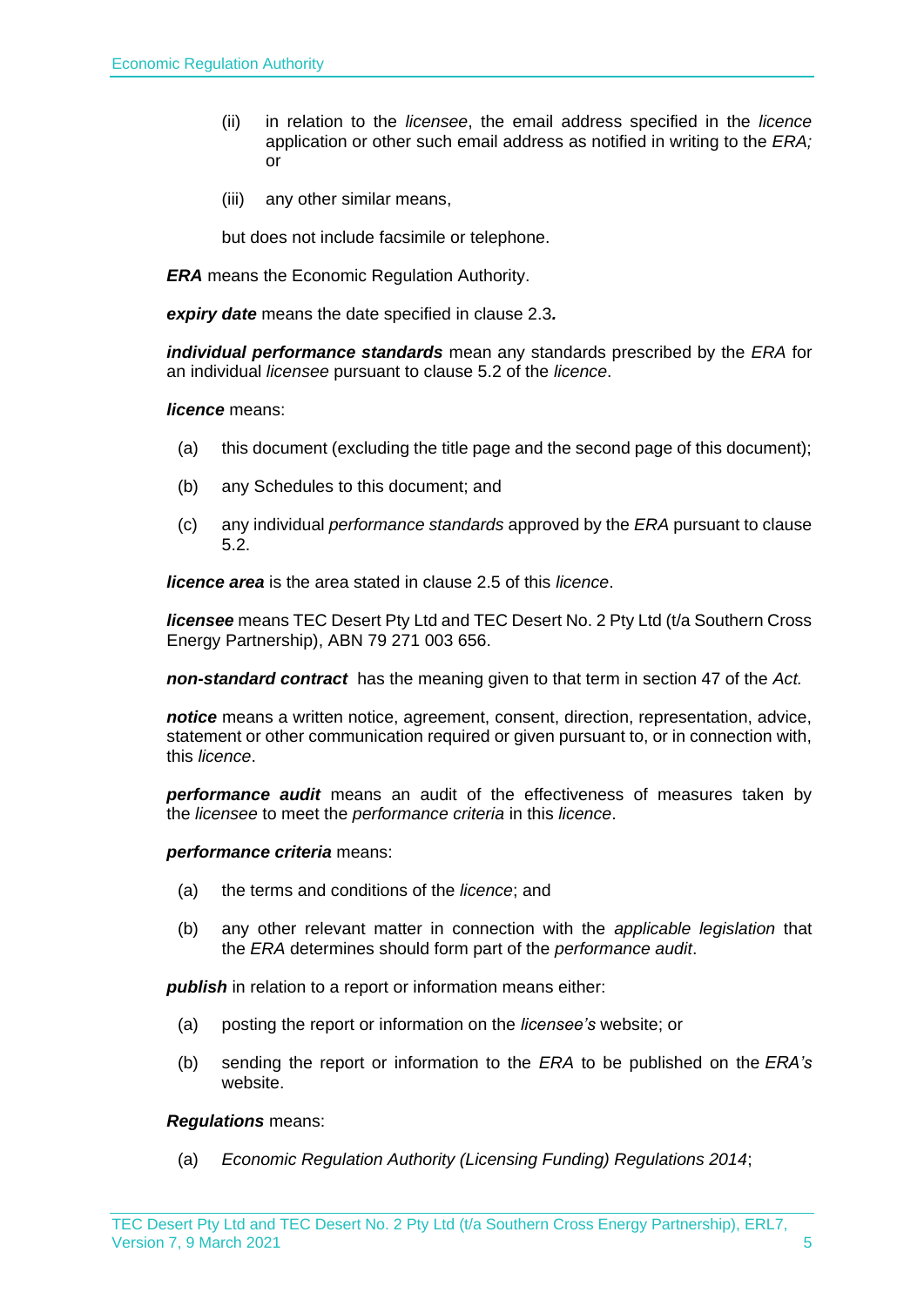(ii) in relation to the *licensee*, the email address specified in the *licence* application or other such email address as notified in writing to the *ERA;* or

(iii) any other similar means,

but does not include facsimile or telephone.

***ERA*** means the Economic Regulation Authority.

***expiry date*** means the date specified in clause 2.3**.**

***individual performance standards*** mean any standards prescribed by the *ERA* for an individual *licensee* pursuant to clause 5.2 of the *licence*.

***licence*** means:

(a) this document (excluding the title page and the second page of this document);

(b) any Schedules to this document; and

(c) any individual *performance standards* approved by the *ERA* pursuant to clause 5.2.

***licence area*** is the area stated in clause 2.5 of this *licence*.

***licensee*** means TEC Desert Pty Ltd and TEC Desert No. 2 Pty Ltd (t/a Southern Cross Energy Partnership), ABN 79 271 003 656.

***non-standard contract*** has the meaning given to that term in section 47 of the *Act.*

***notice*** means a written notice, agreement, consent, direction, representation, advice, statement or other communication required or given pursuant to, or in connection with, this *licence*.

***performance audit*** means an audit of the effectiveness of measures taken by the *licensee* to meet the *performance criteria* in this *licence*.

***performance criteria*** means:

(a) the terms and conditions of the *licence*; and

(b) any other relevant matter in connection with the *applicable legislation* that the *ERA* determines should form part of the *performance audit*.

***publish*** in relation to a report or information means either:

(a) posting the report or information on the *licensee's* website; or

(b) sending the report or information to the *ERA* to be published on the *ERA's* website.

***Regulations*** means:

(a) *Economic Regulation Authority (Licensing Funding) Regulations 2014*;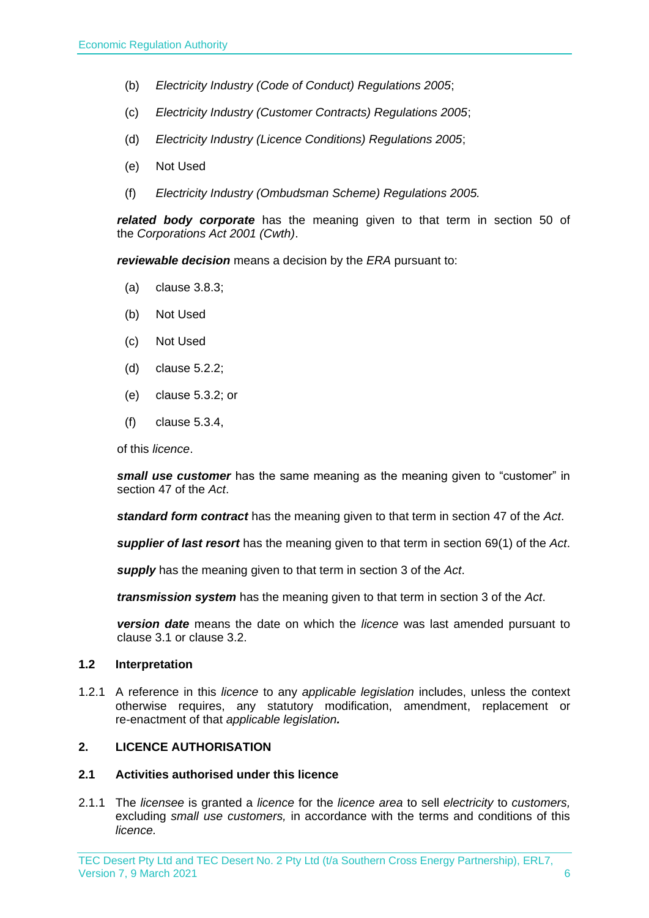(b) *Electricity Industry (Code of Conduct) Regulations 2005*;

(c) *Electricity Industry (Customer Contracts) Regulations 2005*;

(d) *Electricity Industry (Licence Conditions) Regulations 2005*;

(e) Not Used

(f) *Electricity Industry (Ombudsman Scheme) Regulations 2005.*

***related body corporate*** has the meaning given to that term in section 50 of the *Corporations Act 2001 (Cwth)*.

***reviewable decision*** means a decision by the *ERA* pursuant to:

(a) clause 3.8.3;

(b) Not Used

(c) Not Used

(d) clause 5.2.2;

(e) clause 5.3.2; or

(f) clause 5.3.4,

of this *licence*.

***small use customer*** has the same meaning as the meaning given to "customer" in section 47 of the *Act*.

***standard form contract*** has the meaning given to that term in section 47 of the *Act*.

***supplier of last resort*** has the meaning given to that term in section 69(1) of the *Act*.

***supply*** has the meaning given to that term in section 3 of the *Act*.

***transmission system*** has the meaning given to that term in section 3 of the *Act*.

***version date*** means the date on which the *licence* was last amended pursuant to clause 3.1 or clause 3.2.

### 1.2 Interpretation

1.2.1 A reference in this *licence* to any *applicable legislation* includes, unless the context otherwise requires, any statutory modification, amendment, replacement or re-enactment of that *applicable legislation.*

## 2. LICENCE AUTHORISATION

### 2.1 Activities authorised under this licence

2.1.1 The *licensee* is granted a *licence* for the *licence area* to sell *electricity* to *customers,* excluding *small use customers,* in accordance with the terms and conditions of this *licence.*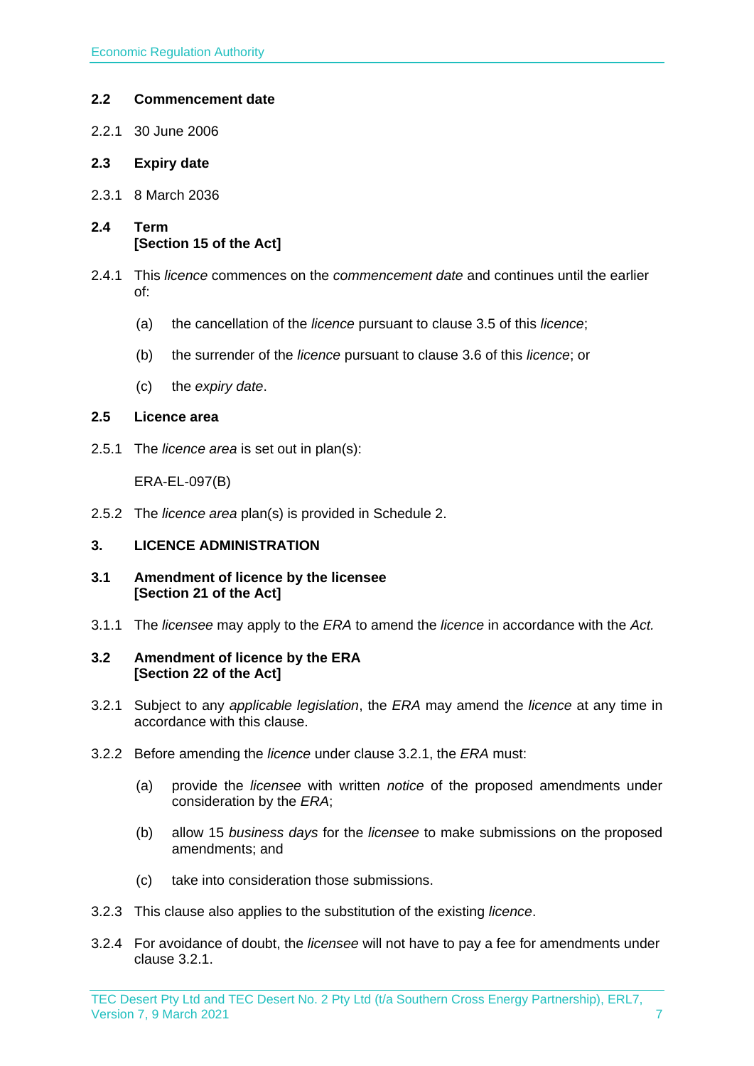### 2.2 Commencement date

2.2.1 30 June 2006

### 2.3 Expiry date

2.3.1 8 March 2036

### 2.4 Term
**[Section 15 of the Act]**

2.4.1 This *licence* commences on the *commencement date* and continues until the earlier of:

(a) the cancellation of the *licence* pursuant to clause 3.5 of this *licence*;

(b) the surrender of the *licence* pursuant to clause 3.6 of this *licence*; or

(c) the *expiry date*.

### 2.5 Licence area

2.5.1 The *licence area* is set out in plan(s):

ERA-EL-097(B)

2.5.2 The *licence area* plan(s) is provided in Schedule 2.

## 3. LICENCE ADMINISTRATION

### 3.1 Amendment of licence by the licensee
**[Section 21 of the Act]**

3.1.1 The *licensee* may apply to the *ERA* to amend the *licence* in accordance with the *Act.*

### 3.2 Amendment of licence by the ERA
**[Section 22 of the Act]**

3.2.1 Subject to any *applicable legislation*, the *ERA* may amend the *licence* at any time in accordance with this clause.

3.2.2 Before amending the *licence* under clause 3.2.1, the *ERA* must:

(a) provide the *licensee* with written *notice* of the proposed amendments under consideration by the *ERA*;

(b) allow 15 *business days* for the *licensee* to make submissions on the proposed amendments; and

(c) take into consideration those submissions.

3.2.3 This clause also applies to the substitution of the existing *licence*.

3.2.4 For avoidance of doubt, the *licensee* will not have to pay a fee for amendments under clause 3.2.1.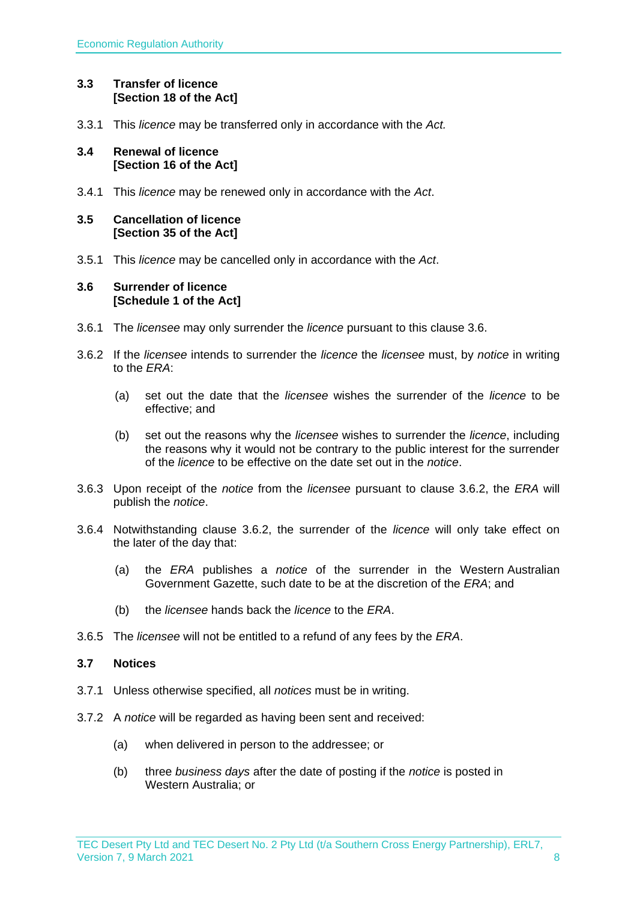### 3.3 Transfer of licence [Section 18 of the Act]

3.3.1 This *licence* may be transferred only in accordance with the *Act.*

### 3.4 Renewal of licence [Section 16 of the Act]

3.4.1 This *licence* may be renewed only in accordance with the *Act*.

### 3.5 Cancellation of licence [Section 35 of the Act]

3.5.1 This *licence* may be cancelled only in accordance with the *Act*.

### 3.6 Surrender of licence [Schedule 1 of the Act]

3.6.1 The *licensee* may only surrender the *licence* pursuant to this clause 3.6.

3.6.2 If the *licensee* intends to surrender the *licence* the *licensee* must, by *notice* in writing to the *ERA*:

(a) set out the date that the *licensee* wishes the surrender of the *licence* to be effective; and

(b) set out the reasons why the *licensee* wishes to surrender the *licence*, including the reasons why it would not be contrary to the public interest for the surrender of the *licence* to be effective on the date set out in the *notice*.

3.6.3 Upon receipt of the *notice* from the *licensee* pursuant to clause 3.6.2, the *ERA* will publish the *notice*.

3.6.4 Notwithstanding clause 3.6.2, the surrender of the *licence* will only take effect on the later of the day that:

(a) the *ERA* publishes a *notice* of the surrender in the Western Australian Government Gazette, such date to be at the discretion of the *ERA*; and

(b) the *licensee* hands back the *licence* to the *ERA*.

3.6.5 The *licensee* will not be entitled to a refund of any fees by the *ERA*.

### 3.7 Notices

3.7.1 Unless otherwise specified, all *notices* must be in writing.

3.7.2 A *notice* will be regarded as having been sent and received:

(a) when delivered in person to the addressee; or

(b) three *business days* after the date of posting if the *notice* is posted in Western Australia; or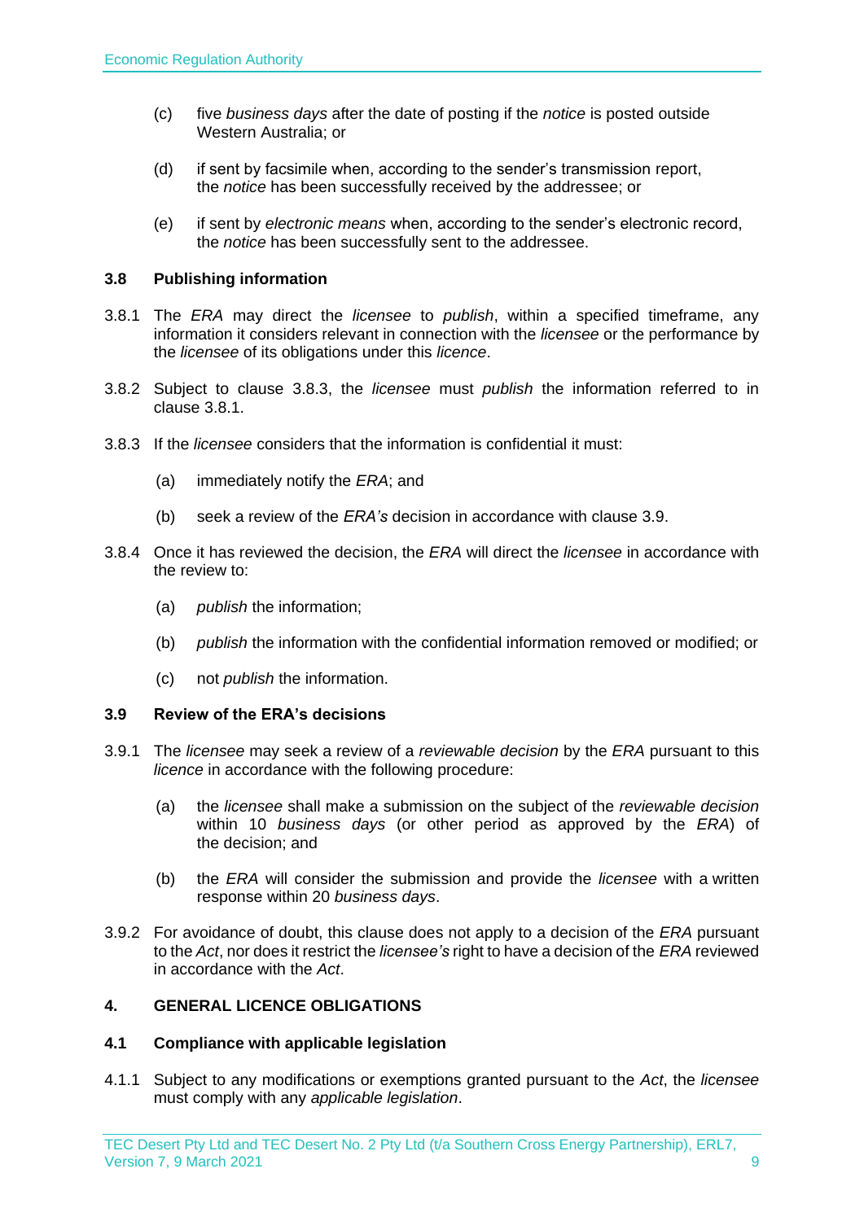(c) five *business days* after the date of posting if the *notice* is posted outside Western Australia; or

(d) if sent by facsimile when, according to the sender's transmission report, the *notice* has been successfully received by the addressee; or

(e) if sent by *electronic means* when, according to the sender's electronic record, the *notice* has been successfully sent to the addressee.

### 3.8 Publishing information

3.8.1 The *ERA* may direct the *licensee* to *publish*, within a specified timeframe, any information it considers relevant in connection with the *licensee* or the performance by the *licensee* of its obligations under this *licence*.

3.8.2 Subject to clause 3.8.3, the *licensee* must *publish* the information referred to in clause 3.8.1.

3.8.3 If the *licensee* considers that the information is confidential it must:

(a) immediately notify the *ERA*; and

(b) seek a review of the *ERA's* decision in accordance with clause 3.9.

3.8.4 Once it has reviewed the decision, the *ERA* will direct the *licensee* in accordance with the review to:

(a) *publish* the information;

(b) *publish* the information with the confidential information removed or modified; or

(c) not *publish* the information.

### 3.9 Review of the ERA's decisions

3.9.1 The *licensee* may seek a review of a *reviewable decision* by the *ERA* pursuant to this *licence* in accordance with the following procedure:

(a) the *licensee* shall make a submission on the subject of the *reviewable decision* within 10 *business days* (or other period as approved by the *ERA*) of the decision; and

(b) the *ERA* will consider the submission and provide the *licensee* with a written response within 20 *business days*.

3.9.2 For avoidance of doubt, this clause does not apply to a decision of the *ERA* pursuant to the *Act*, nor does it restrict the *licensee's* right to have a decision of the *ERA* reviewed in accordance with the *Act*.

## 4. GENERAL LICENCE OBLIGATIONS

### 4.1 Compliance with applicable legislation

4.1.1 Subject to any modifications or exemptions granted pursuant to the *Act*, the *licensee* must comply with any *applicable legislation*.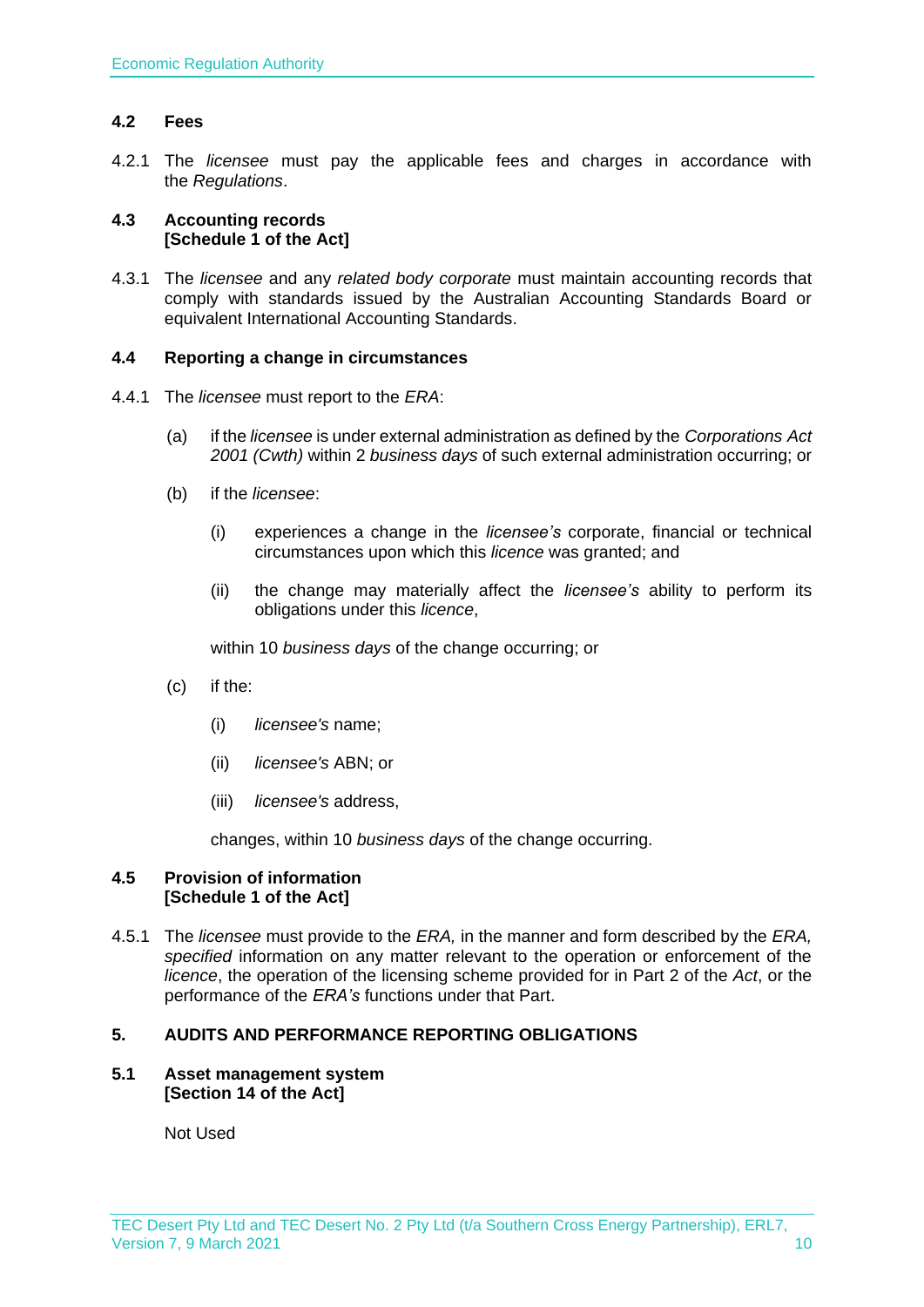### 4.2 Fees

4.2.1 The *licensee* must pay the applicable fees and charges in accordance with the *Regulations*.

### 4.3 Accounting records [Schedule 1 of the Act]

4.3.1 The *licensee* and any *related body corporate* must maintain accounting records that comply with standards issued by the Australian Accounting Standards Board or equivalent International Accounting Standards.

### 4.4 Reporting a change in circumstances

4.4.1 The *licensee* must report to the *ERA*:

(a) if the *licensee* is under external administration as defined by the *Corporations Act 2001 (Cwth)* within 2 *business days* of such external administration occurring; or

(b) if the *licensee*:

(i) experiences a change in the *licensee's* corporate, financial or technical circumstances upon which this *licence* was granted; and

(ii) the change may materially affect the *licensee's* ability to perform its obligations under this *licence*,

within 10 *business days* of the change occurring; or

(c) if the:

(i) *licensee's* name;

(ii) *licensee's* ABN; or

(iii) *licensee's* address,

changes, within 10 *business days* of the change occurring.

### 4.5 Provision of information [Schedule 1 of the Act]

4.5.1 The *licensee* must provide to the *ERA,* in the manner and form described by the *ERA, specified* information on any matter relevant to the operation or enforcement of the *licence*, the operation of the licensing scheme provided for in Part 2 of the *Act*, or the performance of the *ERA's* functions under that Part.

## 5. AUDITS AND PERFORMANCE REPORTING OBLIGATIONS

### 5.1 Asset management system [Section 14 of the Act]

Not Used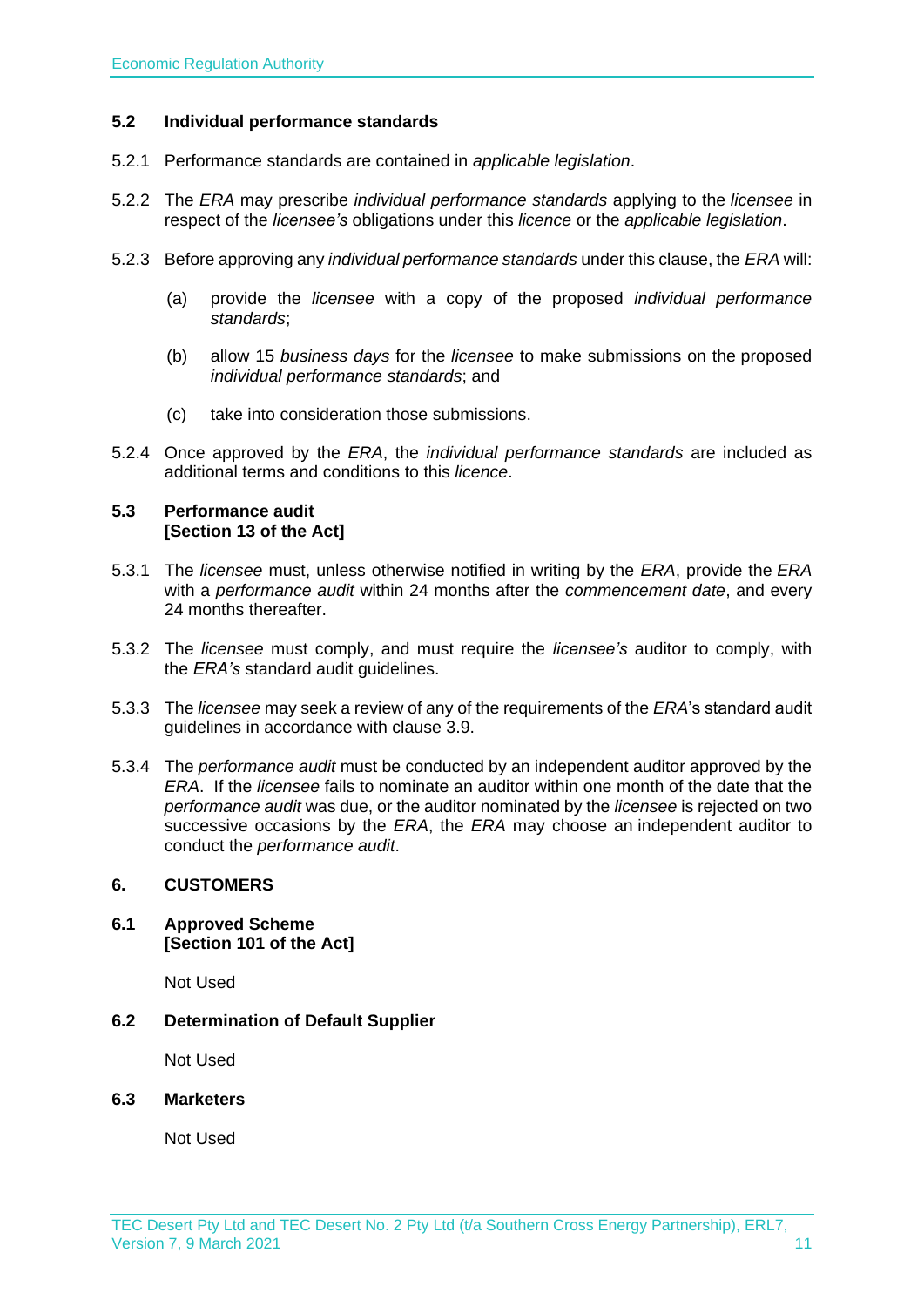### 5.2 Individual performance standards

5.2.1 Performance standards are contained in *applicable legislation*.

5.2.2 The *ERA* may prescribe *individual performance standards* applying to the *licensee* in respect of the *licensee's* obligations under this *licence* or the *applicable legislation*.

5.2.3 Before approving any *individual performance standards* under this clause, the *ERA* will:

(a) provide the *licensee* with a copy of the proposed *individual performance standards*;

(b) allow 15 *business days* for the *licensee* to make submissions on the proposed *individual performance standards*; and

(c) take into consideration those submissions.

5.2.4 Once approved by the *ERA*, the *individual performance standards* are included as additional terms and conditions to this *licence*.

### 5.3 Performance audit [Section 13 of the Act]

5.3.1 The *licensee* must, unless otherwise notified in writing by the *ERA*, provide the *ERA* with a *performance audit* within 24 months after the *commencement date*, and every 24 months thereafter.

5.3.2 The *licensee* must comply, and must require the *licensee's* auditor to comply, with the *ERA's* standard audit guidelines.

5.3.3 The *licensee* may seek a review of any of the requirements of the *ERA*'s standard audit guidelines in accordance with clause 3.9.

5.3.4 The *performance audit* must be conducted by an independent auditor approved by the *ERA*. If the *licensee* fails to nominate an auditor within one month of the date that the *performance audit* was due, or the auditor nominated by the *licensee* is rejected on two successive occasions by the *ERA*, the *ERA* may choose an independent auditor to conduct the *performance audit*.

## 6. CUSTOMERS

### 6.1 Approved Scheme [Section 101 of the Act]

Not Used

### 6.2 Determination of Default Supplier

Not Used

### 6.3 Marketers

Not Used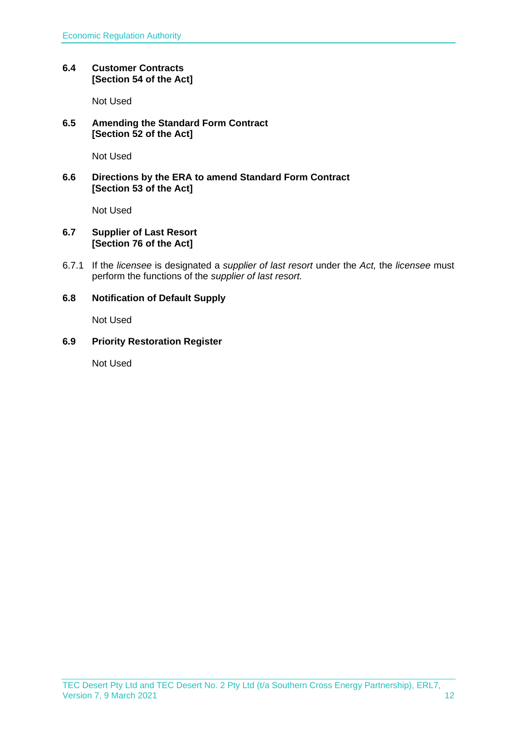### 6.4 Customer Contracts
**[Section 54 of the Act]**

Not Used

### 6.5 Amending the Standard Form Contract
**[Section 52 of the Act]**

Not Used

### 6.6 Directions by the ERA to amend Standard Form Contract
**[Section 53 of the Act]**

Not Used

### 6.7 Supplier of Last Resort
**[Section 76 of the Act]**

6.7.1 If the *licensee* is designated a *supplier of last resort* under the *Act,* the *licensee* must perform the functions of the *supplier of last resort.*

### 6.8 Notification of Default Supply

Not Used

### 6.9 Priority Restoration Register

Not Used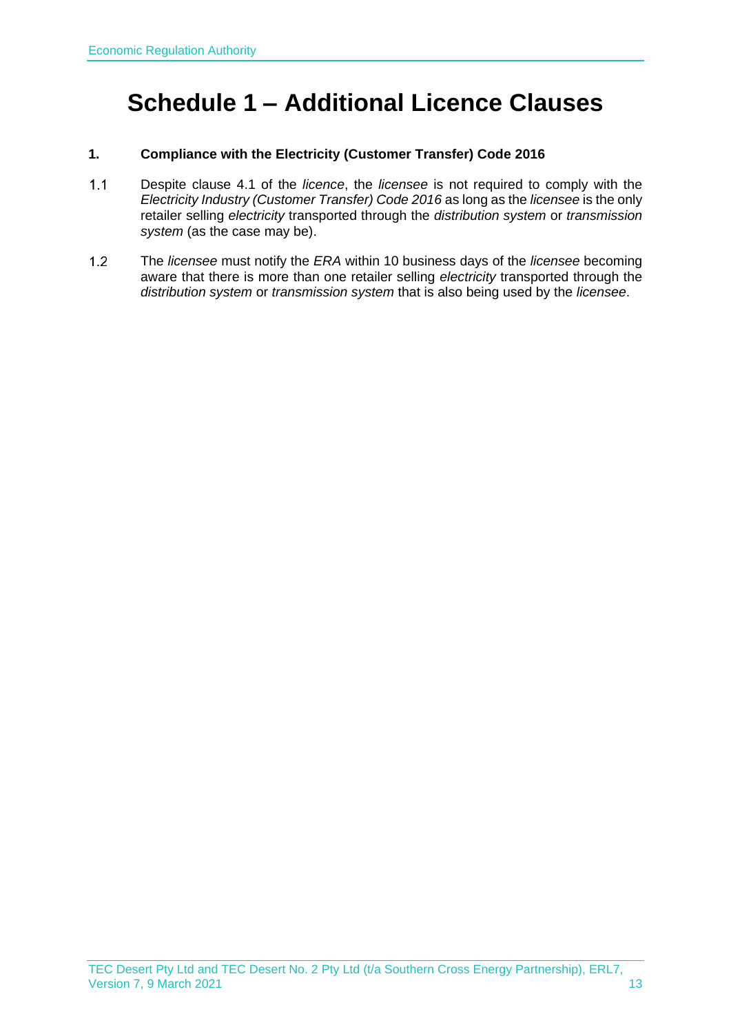# Schedule 1 – Additional Licence Clauses

**1. Compliance with the Electricity (Customer Transfer) Code 2016**

1.1 Despite clause 4.1 of the *licence*, the *licensee* is not required to comply with the *Electricity Industry (Customer Transfer) Code 2016* as long as the *licensee* is the only retailer selling *electricity* transported through the *distribution system* or *transmission system* (as the case may be).

1.2 The *licensee* must notify the *ERA* within 10 business days of the *licensee* becoming aware that there is more than one retailer selling *electricity* transported through the *distribution system* or *transmission system* that is also being used by the *licensee*.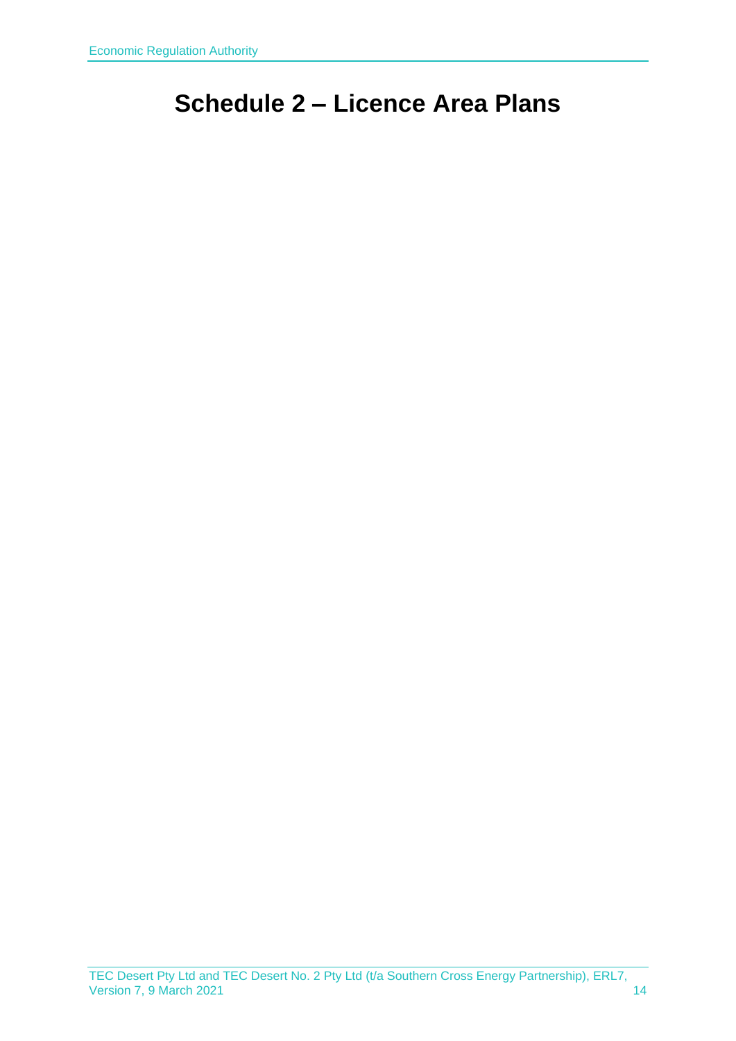# Schedule 2 – Licence Area Plans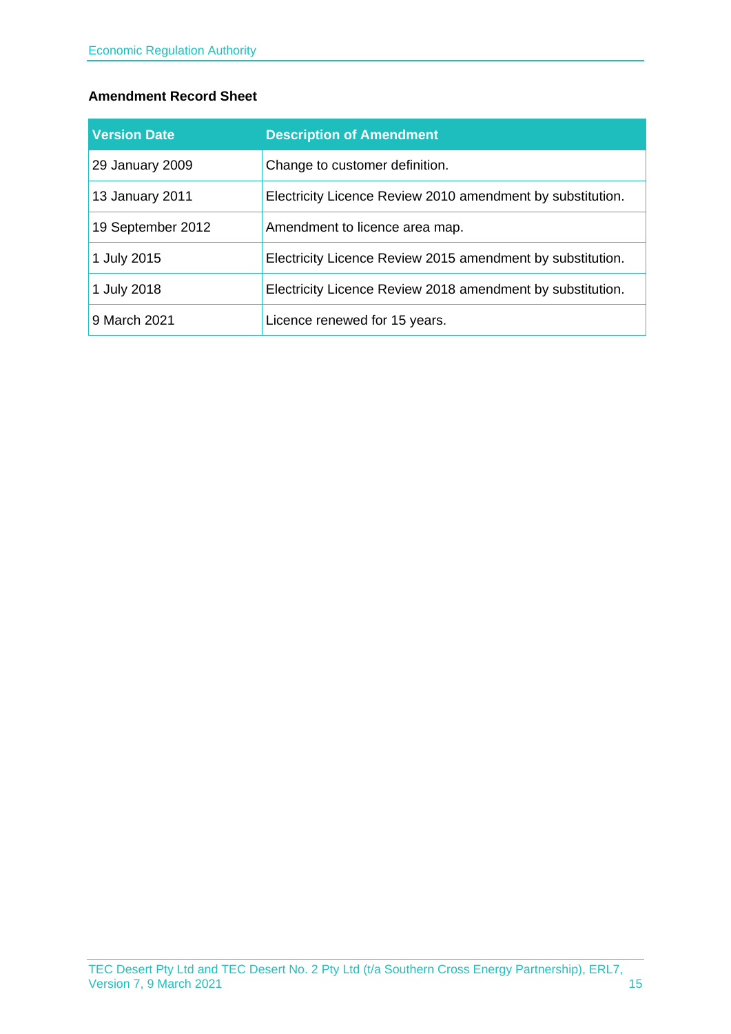**Amendment Record Sheet**

| Version Date | Description of Amendment |
|---|---|
| 29 January 2009 | Change to customer definition. |
| 13 January 2011 | Electricity Licence Review 2010 amendment by substitution. |
| 19 September 2012 | Amendment to licence area map. |
| 1 July 2015 | Electricity Licence Review 2015 amendment by substitution. |
| 1 July 2018 | Electricity Licence Review 2018 amendment by substitution. |
| 9 March 2021 | Licence renewed for 15 years. |